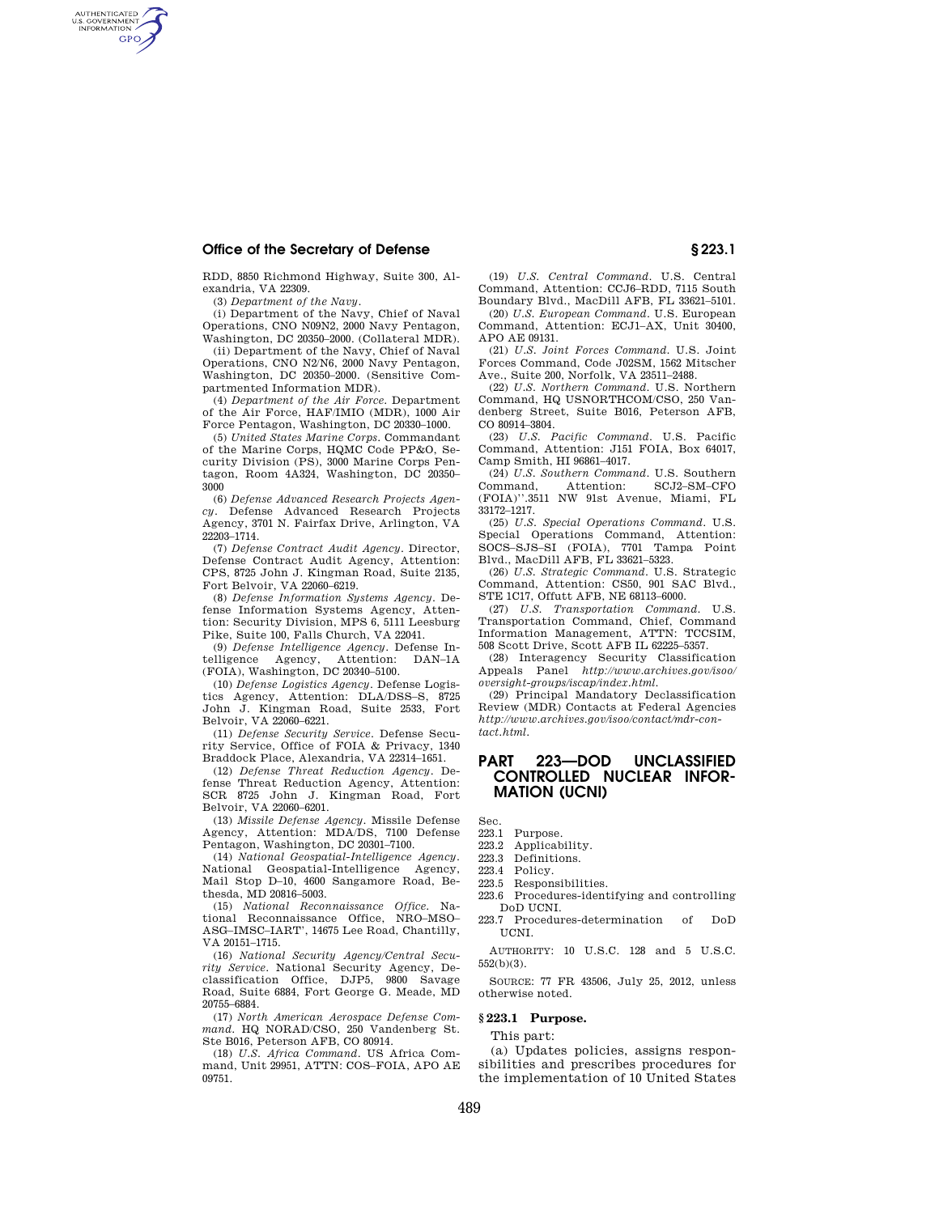RDD, 8850 Richmond Highway, Suite 300, Alexandria, VA 22309.

(3) *Department of the Navy*.

(i) Department of the Navy, Chief of Naval Operations, CNO N09N2, 2000 Navy Pentagon, Washington, DC 20350–2000. (Collateral MDR).

(ii) Department of the Navy, Chief of Naval Operations, CNO N2/N6, 2000 Navy Pentagon, Washington, DC 20350–2000. (Sensitive Compartmented Information MDR).

(4) *Department of the Air Force*. Department of the Air Force, HAF/IMIO (MDR), 1000 Air Force Pentagon, Washington, DC 20330–1000.

(5) *United States Marine Corps*. Commandant of the Marine Corps, HQMC Code PP&O, Security Division (PS), 3000 Marine Corps Pentagon, Room 4A324, Washington, DC 20350–3000

(6) *Defense Advanced Research Projects Agency*. Defense Advanced Research Projects Agency, 3701 N. Fairfax Drive, Arlington, VA 22203–1714.

(7) *Defense Contract Audit Agency*. Director, Defense Contract Audit Agency, Attention: CPS, 8725 John J. Kingman Road, Suite 2135, Fort Belvoir, VA 22060–6219.

(8) *Defense Information Systems Agency*. Defense Information Systems Agency, Attention: Security Division, MPS 6, 5111 Leesburg Pike, Suite 100, Falls Church, VA 22041.

(9) *Defense Intelligence Agency*. Defense Intelligence Agency, Attention: DAN–1A (FOIA), Washington, DC 20340–5100.

(10) *Defense Logistics Agency*. Defense Logistics Agency, Attention: DLA/DSS–S, 8725 John J. Kingman Road, Suite 2533, Fort Belvoir, VA 22060–6221.

(11) *Defense Security Service*. Defense Security Service, Office of FOIA & Privacy, 1340 Braddock Place, Alexandria, VA 22314–1651.

(12) *Defense Threat Reduction Agency*. Defense Threat Reduction Agency, Attention: SCR 8725 John J. Kingman Road, Fort Belvoir, VA 22060–6201.

(13) *Missile Defense Agency*. Missile Defense Agency, Attention: MDA/DS, 7100 Defense Pentagon, Washington, DC 20301–7100.

(14) *National Geospatial-Intelligence Agency*. National Geospatial-Intelligence Agency, Mail Stop D–10, 4600 Sangamore Road, Bethesda, MD 20816–5003.

(15) *National Reconnaissance Office*. National Reconnaissance Office, NRO–MSO–ASG–IMSC–IART'', 14675 Lee Road, Chantilly, VA 20151–1715.

(16) *National Security Agency/Central Security Service*. National Security Agency, Declassification Office, DJP5, 9800 Savage Road, Suite 6884, Fort George G. Meade, MD 20755–6884.

(17) *North American Aerospace Defense Command*. HQ NORAD/CSO, 250 Vandenberg St. Ste B016, Peterson AFB, CO 80914.

(18) *U.S. Africa Command*. US Africa Command, Unit 29951, ATTN: COS–FOIA, APO AE 09751.

(19) *U.S. Central Command*. U.S. Central Command, Attention: CCJ6–RDD, 7115 South Boundary Blvd., MacDill AFB, FL 33621–5101.

(20) *U.S. European Command*. U.S. European Command, Attention: ECJ1–AX, Unit 30400, APO AE 09131.

(21) *U.S. Joint Forces Command*. U.S. Joint Forces Command, Code J02SM, 1562 Mitscher Ave., Suite 200, Norfolk, VA 23511–2488.

(22) *U.S. Northern Command*. U.S. Northern Command, HQ USNORTHCOM/CSO, 250 Vandenberg Street, Suite B016, Peterson AFB, CO 80914–3804.

(23) *U.S. Pacific Command*. U.S. Pacific Command, Attention: J151 FOIA, Box 64017, Camp Smith, HI 96861–4017.

(24) *U.S. Southern Command*. U.S. Southern Command, Attention: SCJ2–SM–CFO (FOIA)''.3511 NW 91st Avenue, Miami, FL 33172–1217.

(25) *U.S. Special Operations Command*. U.S. Special Operations Command, Attention: SOCS–SJS–SI (FOIA), 7701 Tampa Point Blvd., MacDill AFB, FL 33621–5323.

(26) *U.S. Strategic Command*. U.S. Strategic Command, Attention: CS50, 901 SAC Blvd., STE 1C17, Offutt AFB, NE 68113–6000.

(27) *U.S. Transportation Command*. U.S. Transportation Command, Chief, Command Information Management, ATTN: TCCSIM, 508 Scott Drive, Scott AFB IL 62225–5357.

(28) Interagency Security Classification Appeals Panel *http://www.archives.gov/isoo/oversight-groups/iscap/index.html*.

(29) Principal Mandatory Declassification Review (MDR) Contacts at Federal Agencies *http://www.archives.gov/isoo/contact/mdr-contact.html*.

# PART 223—DOD UNCLASSIFIED CONTROLLED NUCLEAR INFORMATION (UCNI)

Sec.
223.1 Purpose.
223.2 Applicability.
223.3 Definitions.
223.4 Policy.
223.5 Responsibilities.
223.6 Procedures-identifying and controlling DoD UCNI.
223.7 Procedures-determination of DoD UCNI.

AUTHORITY: 10 U.S.C. 128 and 5 U.S.C. 552(b)(3).

SOURCE: 77 FR 43506, July 25, 2012, unless otherwise noted.

## § 223.1 Purpose.

This part:

(a) Updates policies, assigns responsibilities and prescribes procedures for the implementation of 10 United States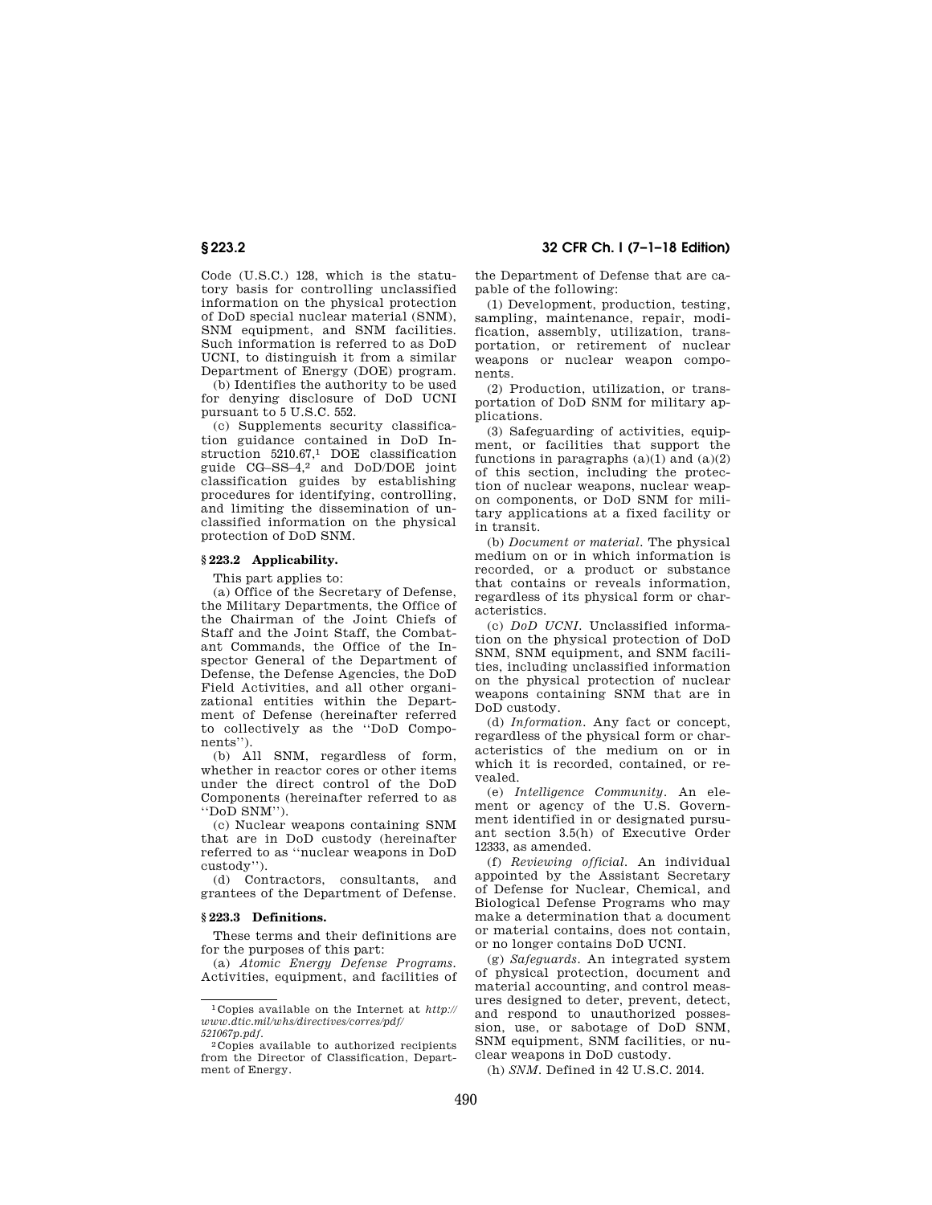Code (U.S.C.) 128, which is the statutory basis for controlling unclassified information on the physical protection of DoD special nuclear material (SNM), SNM equipment, and SNM facilities. Such information is referred to as DoD UCNI, to distinguish it from a similar Department of Energy (DOE) program.

(b) Identifies the authority to be used for denying disclosure of DoD UCNI pursuant to 5 U.S.C. 552.

(c) Supplements security classification guidance contained in DoD Instruction 5210.67,[1] DOE classification guide CG–SS–4,[2] and DoD/DOE joint classification guides by establishing procedures for identifying, controlling, and limiting the dissemination of unclassified information on the physical protection of DoD SNM.

### § 223.2 Applicability.

This part applies to:

(a) Office of the Secretary of Defense, the Military Departments, the Office of the Chairman of the Joint Chiefs of Staff and the Joint Staff, the Combatant Commands, the Office of the Inspector General of the Department of Defense, the Defense Agencies, the DoD Field Activities, and all other organizational entities within the Department of Defense (hereinafter referred to collectively as the ''DoD Components'').

(b) All SNM, regardless of form, whether in reactor cores or other items under the direct control of the DoD Components (hereinafter referred to as ''DoD SNM'').

(c) Nuclear weapons containing SNM that are in DoD custody (hereinafter referred to as ''nuclear weapons in DoD custody'').

(d) Contractors, consultants, and grantees of the Department of Defense.

### § 223.3 Definitions.

These terms and their definitions are for the purposes of this part:

(a) *Atomic Energy Defense Programs.* Activities, equipment, and facilities of the Department of Defense that are capable of the following:

(1) Development, production, testing, sampling, maintenance, repair, modification, assembly, utilization, transportation, or retirement of nuclear weapons or nuclear weapon components.

(2) Production, utilization, or transportation of DoD SNM for military applications.

(3) Safeguarding of activities, equipment, or facilities that support the functions in paragraphs (a)(1) and (a)(2) of this section, including the protection of nuclear weapons, nuclear weapon components, or DoD SNM for military applications at a fixed facility or in transit.

(b) *Document or material.* The physical medium on or in which information is recorded, or a product or substance that contains or reveals information, regardless of its physical form or characteristics.

(c) *DoD UCNI.* Unclassified information on the physical protection of DoD SNM, SNM equipment, and SNM facilities, including unclassified information on the physical protection of nuclear weapons containing SNM that are in DoD custody.

(d) *Information.* Any fact or concept, regardless of the physical form or characteristics of the medium on or in which it is recorded, contained, or revealed.

(e) *Intelligence Community.* An element or agency of the U.S. Government identified in or designated pursuant section 3.5(h) of Executive Order 12333, as amended.

(f) *Reviewing official.* An individual appointed by the Assistant Secretary of Defense for Nuclear, Chemical, and Biological Defense Programs who may make a determination that a document or material contains, does not contain, or no longer contains DoD UCNI.

(g) *Safeguards.* An integrated system of physical protection, document and material accounting, and control measures designed to deter, prevent, detect, and respond to unauthorized possession, use, or sabotage of DoD SNM, SNM equipment, SNM facilities, or nuclear weapons in DoD custody.

(h) *SNM.* Defined in 42 U.S.C. 2014.

---

[1] Copies available on the Internet at *http://www.dtic.mil/whs/directives/corres/pdf/521067p.pdf.*

[2] Copies available to authorized recipients from the Director of Classification, Department of Energy.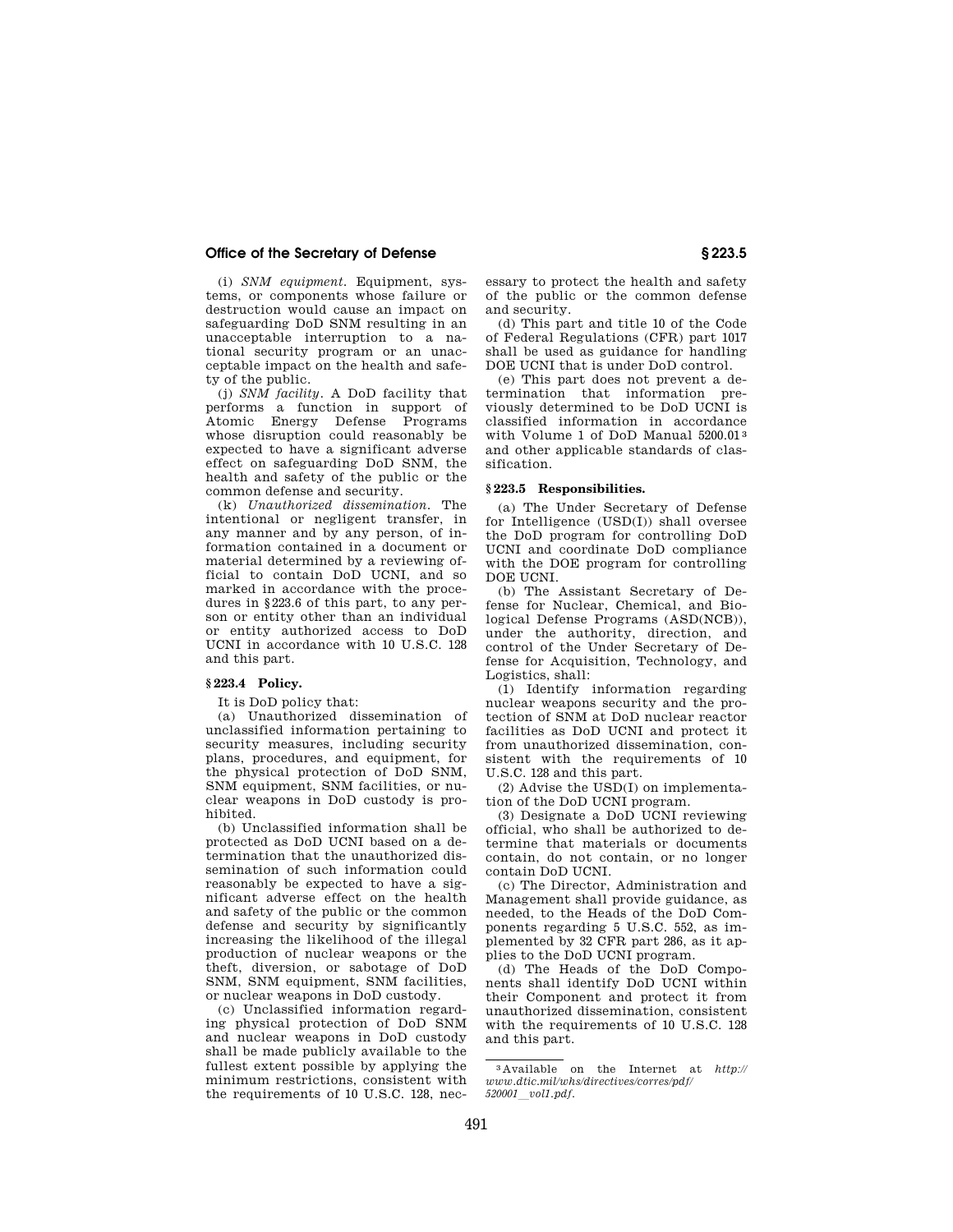(i) *SNM equipment.* Equipment, systems, or components whose failure or destruction would cause an impact on safeguarding DoD SNM resulting in an unacceptable interruption to a national security program or an unacceptable impact on the health and safety of the public.

(j) *SNM facility.* A DoD facility that performs a function in support of Atomic Energy Defense Programs whose disruption could reasonably be expected to have a significant adverse effect on safeguarding DoD SNM, the health and safety of the public or the common defense and security.

(k) *Unauthorized dissemination.* The intentional or negligent transfer, in any manner and by any person, of information contained in a document or material determined by a reviewing official to contain DoD UCNI, and so marked in accordance with the procedures in §223.6 of this part, to any person or entity other than an individual or entity authorized access to DoD UCNI in accordance with 10 U.S.C. 128 and this part.

## §223.4 Policy.

It is DoD policy that:

(a) Unauthorized dissemination of unclassified information pertaining to security measures, including security plans, procedures, and equipment, for the physical protection of DoD SNM, SNM equipment, SNM facilities, or nuclear weapons in DoD custody is prohibited.

(b) Unclassified information shall be protected as DoD UCNI based on a determination that the unauthorized dissemination of such information could reasonably be expected to have a significant adverse effect on the health and safety of the public or the common defense and security by significantly increasing the likelihood of the illegal production of nuclear weapons or the theft, diversion, or sabotage of DoD SNM, SNM equipment, SNM facilities, or nuclear weapons in DoD custody.

(c) Unclassified information regarding physical protection of DoD SNM and nuclear weapons in DoD custody shall be made publicly available to the fullest extent possible by applying the minimum restrictions, consistent with the requirements of 10 U.S.C. 128, necessary to protect the health and safety of the public or the common defense and security.

(d) This part and title 10 of the Code of Federal Regulations (CFR) part 1017 shall be used as guidance for handling DOE UCNI that is under DoD control.

(e) This part does not prevent a determination that information previously determined to be DoD UCNI is classified information in accordance with Volume 1 of DoD Manual 5200.01[3] and other applicable standards of classification.

## §223.5 Responsibilities.

(a) The Under Secretary of Defense for Intelligence (USD(I)) shall oversee the DoD program for controlling DoD UCNI and coordinate DoD compliance with the DOE program for controlling DOE UCNI.

(b) The Assistant Secretary of Defense for Nuclear, Chemical, and Biological Defense Programs (ASD(NCB)), under the authority, direction, and control of the Under Secretary of Defense for Acquisition, Technology, and Logistics, shall:

(1) Identify information regarding nuclear weapons security and the protection of SNM at DoD nuclear reactor facilities as DoD UCNI and protect it from unauthorized dissemination, consistent with the requirements of 10 U.S.C. 128 and this part.

(2) Advise the USD(I) on implementation of the DoD UCNI program.

(3) Designate a DoD UCNI reviewing official, who shall be authorized to determine that materials or documents contain, do not contain, or no longer contain DoD UCNI.

(c) The Director, Administration and Management shall provide guidance, as needed, to the Heads of the DoD Components regarding 5 U.S.C. 552, as implemented by 32 CFR part 286, as it applies to the DoD UCNI program.

(d) The Heads of the DoD Components shall identify DoD UCNI within their Component and protect it from unauthorized dissemination, consistent with the requirements of 10 U.S.C. 128 and this part.

---

[3] Available on the Internet at *http://www.dtic.mil/whs/directives/corres/pdf/520001_vol1.pdf.*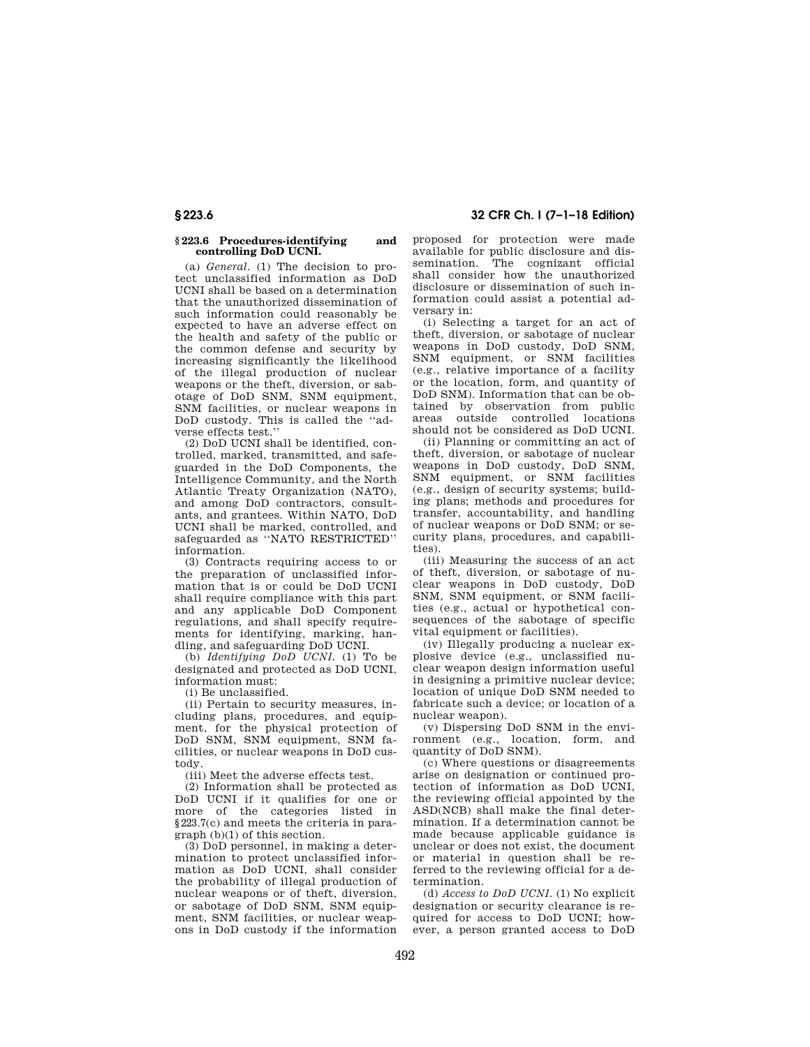## § 223.6 Procedures-identifying and controlling DoD UCNI.

(a) *General.* (1) The decision to protect unclassified information as DoD UCNI shall be based on a determination that the unauthorized dissemination of such information could reasonably be expected to have an adverse effect on the health and safety of the public or the common defense and security by increasing significantly the likelihood of the illegal production of nuclear weapons or the theft, diversion, or sabotage of DoD SNM, SNM equipment, SNM facilities, or nuclear weapons in DoD custody. This is called the ''adverse effects test.''

(2) DoD UCNI shall be identified, controlled, marked, transmitted, and safeguarded in the DoD Components, the Intelligence Community, and the North Atlantic Treaty Organization (NATO), and among DoD contractors, consultants, and grantees. Within NATO, DoD UCNI shall be marked, controlled, and safeguarded as ''NATO RESTRICTED'' information.

(3) Contracts requiring access to or the preparation of unclassified information that is or could be DoD UCNI shall require compliance with this part and any applicable DoD Component regulations, and shall specify requirements for identifying, marking, handling, and safeguarding DoD UCNI.

(b) *Identifying DoD UCNI.* (1) To be designated and protected as DoD UCNI, information must:

(i) Be unclassified.

(ii) Pertain to security measures, including plans, procedures, and equipment, for the physical protection of DoD SNM, SNM equipment, SNM facilities, or nuclear weapons in DoD custody.

(iii) Meet the adverse effects test.

(2) Information shall be protected as DoD UCNI if it qualifies for one or more of the categories listed in §223.7(c) and meets the criteria in paragraph (b)(1) of this section.

(3) DoD personnel, in making a determination to protect unclassified information as DoD UCNI, shall consider the probability of illegal production of nuclear weapons or of theft, diversion, or sabotage of DoD SNM, SNM equipment, SNM facilities, or nuclear weapons in DoD custody if the information proposed for protection were made available for public disclosure and dissemination. The cognizant official shall consider how the unauthorized disclosure or dissemination of such information could assist a potential adversary in:

(i) Selecting a target for an act of theft, diversion, or sabotage of nuclear weapons in DoD custody, DoD SNM, SNM equipment, or SNM facilities (e.g., relative importance of a facility or the location, form, and quantity of DoD SNM). Information that can be obtained by observation from public areas outside controlled locations should not be considered as DoD UCNI.

(ii) Planning or committing an act of theft, diversion, or sabotage of nuclear weapons in DoD custody, DoD SNM, SNM equipment, or SNM facilities (e.g., design of security systems; building plans; methods and procedures for transfer, accountability, and handling of nuclear weapons or DoD SNM; or security plans, procedures, and capabilities).

(iii) Measuring the success of an act of theft, diversion, or sabotage of nuclear weapons in DoD custody, DoD SNM, SNM equipment, or SNM facilities (e.g., actual or hypothetical consequences of the sabotage of specific vital equipment or facilities).

(iv) Illegally producing a nuclear explosive device (e.g., unclassified nuclear weapon design information useful in designing a primitive nuclear device; location of unique DoD SNM needed to fabricate such a device; or location of a nuclear weapon).

(v) Dispersing DoD SNM in the environment (e.g., location, form, and quantity of DoD SNM).

(c) Where questions or disagreements arise on designation or continued protection of information as DoD UCNI, the reviewing official appointed by the ASD(NCB) shall make the final determination. If a determination cannot be made because applicable guidance is unclear or does not exist, the document or material in question shall be referred to the reviewing official for a determination.

(d) *Access to DoD UCNI.* (1) No explicit designation or security clearance is required for access to DoD UCNI; however, a person granted access to DoD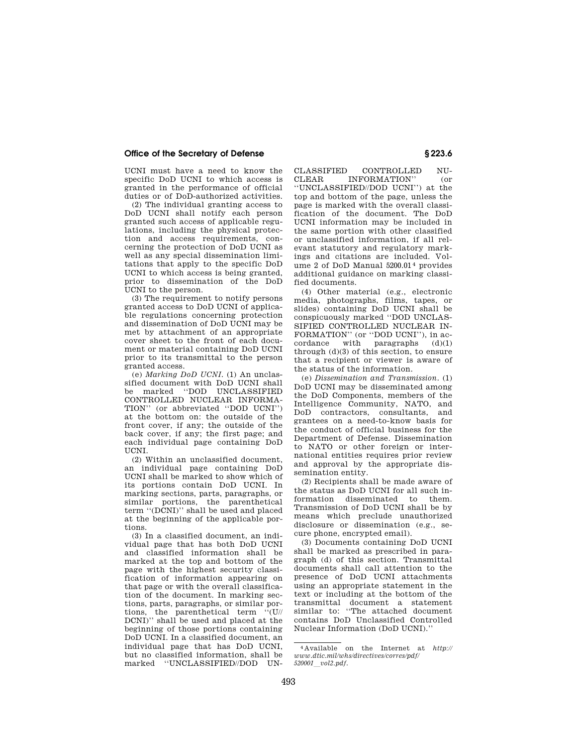UCNI must have a need to know the specific DoD UCNI to which access is granted in the performance of official duties or of DoD-authorized activities.

(2) The individual granting access to DoD UCNI shall notify each person granted such access of applicable regulations, including the physical protection and access requirements, concerning the protection of DoD UCNI as well as any special dissemination limitations that apply to the specific DoD UCNI to which access is being granted, prior to dissemination of the DoD UCNI to the person.

(3) The requirement to notify persons granted access to DoD UCNI of applicable regulations concerning protection and dissemination of DoD UCNI may be met by attachment of an appropriate cover sheet to the front of each document or material containing DoD UCNI prior to its transmittal to the person granted access.

(e) *Marking DoD UCNI.* (1) An unclassified document with DoD UCNI shall be marked "DOD UNCLASSIFIED CONTROLLED NUCLEAR INFORMATION" (or abbreviated "DOD UCNI") at the bottom on: the outside of the front cover, if any; the outside of the back cover, if any; the first page; and each individual page containing DoD UCNI.

(2) Within an unclassified document, an individual page containing DoD UCNI shall be marked to show which of its portions contain DoD UCNI. In marking sections, parts, paragraphs, or similar portions, the parenthetical term "(DCNI)" shall be used and placed at the beginning of the applicable portions.

(3) In a classified document, an individual page that has both DoD UCNI and classified information shall be marked at the top and bottom of the page with the highest security classification of information appearing on that page or with the overall classification of the document. In marking sections, parts, paragraphs, or similar portions, the parenthetical term "(U//DCNI)" shall be used and placed at the beginning of those portions containing DoD UCNI. In a classified document, an individual page that has DoD UCNI, but no classified information, shall be marked "UNCLASSIFIED//DOD UNCLASSIFIED CONTROLLED NUCLEAR INFORMATION" (or "UNCLASSIFIED//DOD UCNI") at the top and bottom of the page, unless the page is marked with the overall classification of the document. The DoD UCNI information may be included in the same portion with other classified or unclassified information, if all relevant statutory and regulatory markings and citations are included. Volume 2 of DoD Manual 5200.01[4] provides additional guidance on marking classified documents.

(4) Other material (e.g., electronic media, photographs, films, tapes, or slides) containing DoD UCNI shall be conspicuously marked "DOD UNCLASSIFIED CONTROLLED NUCLEAR INFORMATION" (or "DOD UCNI"), in accordance with paragraphs (d)(1) through (d)(3) of this section, to ensure that a recipient or viewer is aware of the status of the information.

(e) *Dissemination and Transmission.* (1) DoD UCNI may be disseminated among the DoD Components, members of the Intelligence Community, NATO, and DoD contractors, consultants, and grantees on a need-to-know basis for the conduct of official business for the Department of Defense. Dissemination to NATO or other foreign or international entities requires prior review and approval by the appropriate dissemination entity.

(2) Recipients shall be made aware of the status as DoD UCNI for all such information disseminated to them. Transmission of DoD UCNI shall be by means which preclude unauthorized disclosure or dissemination (e.g., secure phone, encrypted email).

(3) Documents containing DoD UCNI shall be marked as prescribed in paragraph (d) of this section. Transmittal documents shall call attention to the presence of DoD UCNI attachments using an appropriate statement in the text or including at the bottom of the transmittal document a statement similar to: "The attached document contains DoD Unclassified Controlled Nuclear Information (DoD UCNI)."

---

[4] Available on the Internet at *http://www.dtic.mil/whs/directives/corres/pdf/520001_vol2.pdf.*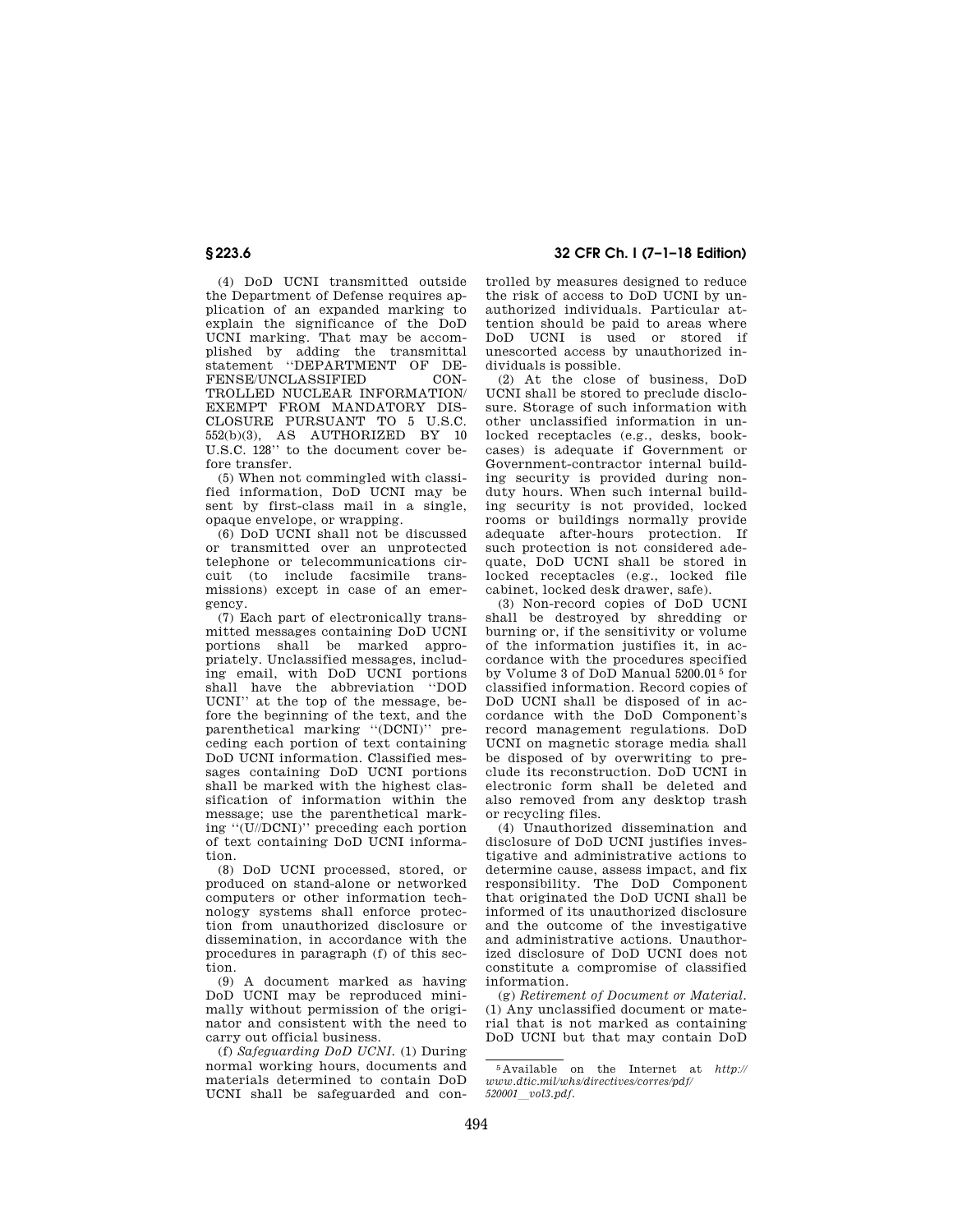(4) DoD UCNI transmitted outside the Department of Defense requires application of an expanded marking to explain the significance of the DoD UCNI marking. That may be accomplished by adding the transmittal statement ''DEPARTMENT OF DEFENSE/UNCLASSIFIED CONTROLLED NUCLEAR INFORMATION/ EXEMPT FROM MANDATORY DISCLOSURE PURSUANT TO 5 U.S.C. 552(b)(3), AS AUTHORIZED BY 10 U.S.C. 128'' to the document cover before transfer.

(5) When not commingled with classified information, DoD UCNI may be sent by first-class mail in a single, opaque envelope, or wrapping.

(6) DoD UCNI shall not be discussed or transmitted over an unprotected telephone or telecommunications circuit (to include facsimile transmissions) except in case of an emergency.

(7) Each part of electronically transmitted messages containing DoD UCNI portions shall be marked appropriately. Unclassified messages, including email, with DoD UCNI portions shall have the abbreviation ''DOD UCNI'' at the top of the message, before the beginning of the text, and the parenthetical marking ''(DCNI)'' preceding each portion of text containing DoD UCNI information. Classified messages containing DoD UCNI portions shall be marked with the highest classification of information within the message; use the parenthetical marking ''(U//DCNI)'' preceding each portion of text containing DoD UCNI information.

(8) DoD UCNI processed, stored, or produced on stand-alone or networked computers or other information technology systems shall enforce protection from unauthorized disclosure or dissemination, in accordance with the procedures in paragraph (f) of this section.

(9) A document marked as having DoD UCNI may be reproduced minimally without permission of the originator and consistent with the need to carry out official business.

(f) *Safeguarding DoD UCNI.* (1) During normal working hours, documents and materials determined to contain DoD UCNI shall be safeguarded and controlled by measures designed to reduce the risk of access to DoD UCNI by unauthorized individuals. Particular attention should be paid to areas where DoD UCNI is used or stored if unescorted access by unauthorized individuals is possible.

(2) At the close of business, DoD UCNI shall be stored to preclude disclosure. Storage of such information with other unclassified information in unlocked receptacles (e.g., desks, bookcases) is adequate if Government or Government-contractor internal building security is provided during nonduty hours. When such internal building security is not provided, locked rooms or buildings normally provide adequate after-hours protection. If such protection is not considered adequate, DoD UCNI shall be stored in locked receptacles (e.g., locked file cabinet, locked desk drawer, safe).

(3) Non-record copies of DoD UCNI shall be destroyed by shredding or burning or, if the sensitivity or volume of the information justifies it, in accordance with the procedures specified by Volume 3 of DoD Manual 5200.01[5] for classified information. Record copies of DoD UCNI shall be disposed of in accordance with the DoD Component's record management regulations. DoD UCNI on magnetic storage media shall be disposed of by overwriting to preclude its reconstruction. DoD UCNI in electronic form shall be deleted and also removed from any desktop trash or recycling files.

(4) Unauthorized dissemination and disclosure of DoD UCNI justifies investigative and administrative actions to determine cause, assess impact, and fix responsibility. The DoD Component that originated the DoD UCNI shall be informed of its unauthorized disclosure and the outcome of the investigative and administrative actions. Unauthorized disclosure of DoD UCNI does not constitute a compromise of classified information.

(g) *Retirement of Document or Material.* (1) Any unclassified document or material that is not marked as containing DoD UCNI but that may contain DoD

---

[5] Available on the Internet at *http://www.dtic.mil/whs/directives/corres/pdf/520001_vol3.pdf.*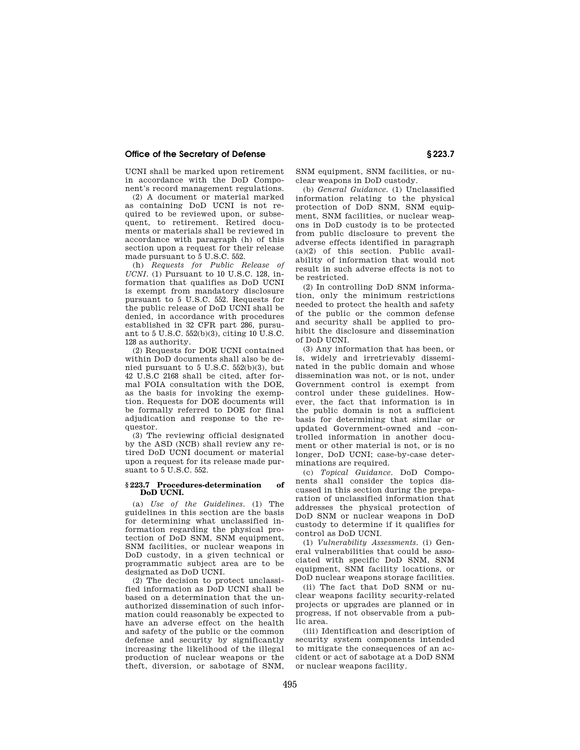UCNI shall be marked upon retirement in accordance with the DoD Component's record management regulations.

(2) A document or material marked as containing DoD UCNI is not required to be reviewed upon, or subsequent, to retirement. Retired documents or materials shall be reviewed in accordance with paragraph (h) of this section upon a request for their release made pursuant to 5 U.S.C. 552.

(h) *Requests for Public Release of UCNI.* (1) Pursuant to 10 U.S.C. 128, information that qualifies as DoD UCNI is exempt from mandatory disclosure pursuant to 5 U.S.C. 552. Requests for the public release of DoD UCNI shall be denied, in accordance with procedures established in 32 CFR part 286, pursuant to 5 U.S.C. 552(b)(3), citing 10 U.S.C. 128 as authority.

(2) Requests for DOE UCNI contained within DoD documents shall also be denied pursuant to 5 U.S.C. 552(b)(3), but 42 U.S.C 2168 shall be cited, after formal FOIA consultation with the DOE, as the basis for invoking the exemption. Requests for DOE documents will be formally referred to DOE for final adjudication and response to the requestor.

(3) The reviewing official designated by the ASD (NCB) shall review any retired DoD UCNI document or material upon a request for its release made pursuant to 5 U.S.C. 552.

### § 223.7 Procedures-determination of DoD UCNI.

(a) *Use of the Guidelines.* (1) The guidelines in this section are the basis for determining what unclassified information regarding the physical protection of DoD SNM, SNM equipment, SNM facilities, or nuclear weapons in DoD custody, in a given technical or programmatic subject area are to be designated as DoD UCNI.

(2) The decision to protect unclassified information as DoD UCNI shall be based on a determination that the unauthorized dissemination of such information could reasonably be expected to have an adverse effect on the health and safety of the public or the common defense and security by significantly increasing the likelihood of the illegal production of nuclear weapons or the theft, diversion, or sabotage of SNM, SNM equipment, SNM facilities, or nuclear weapons in DoD custody.

(b) *General Guidance.* (1) Unclassified information relating to the physical protection of DoD SNM, SNM equipment, SNM facilities, or nuclear weapons in DoD custody is to be protected from public disclosure to prevent the adverse effects identified in paragraph (a)(2) of this section. Public availability of information that would not result in such adverse effects is not to be restricted.

(2) In controlling DoD SNM information, only the minimum restrictions needed to protect the health and safety of the public or the common defense and security shall be applied to prohibit the disclosure and dissemination of DoD UCNI.

(3) Any information that has been, or is, widely and irretrievably disseminated in the public domain and whose dissemination was not, or is not, under Government control is exempt from control under these guidelines. However, the fact that information is in the public domain is not a sufficient basis for determining that similar or updated Government-owned and -controlled information in another document or other material is not, or is no longer, DoD UCNI; case-by-case determinations are required.

(c) *Topical Guidance.* DoD Components shall consider the topics discussed in this section during the preparation of unclassified information that addresses the physical protection of DoD SNM or nuclear weapons in DoD custody to determine if it qualifies for control as DoD UCNI.

(1) *Vulnerability Assessments.* (i) General vulnerabilities that could be associated with specific DoD SNM, SNM equipment, SNM facility locations, or DoD nuclear weapons storage facilities.

(ii) The fact that DoD SNM or nuclear weapons facility security-related projects or upgrades are planned or in progress, if not observable from a public area.

(iii) Identification and description of security system components intended to mitigate the consequences of an accident or act of sabotage at a DoD SNM or nuclear weapons facility.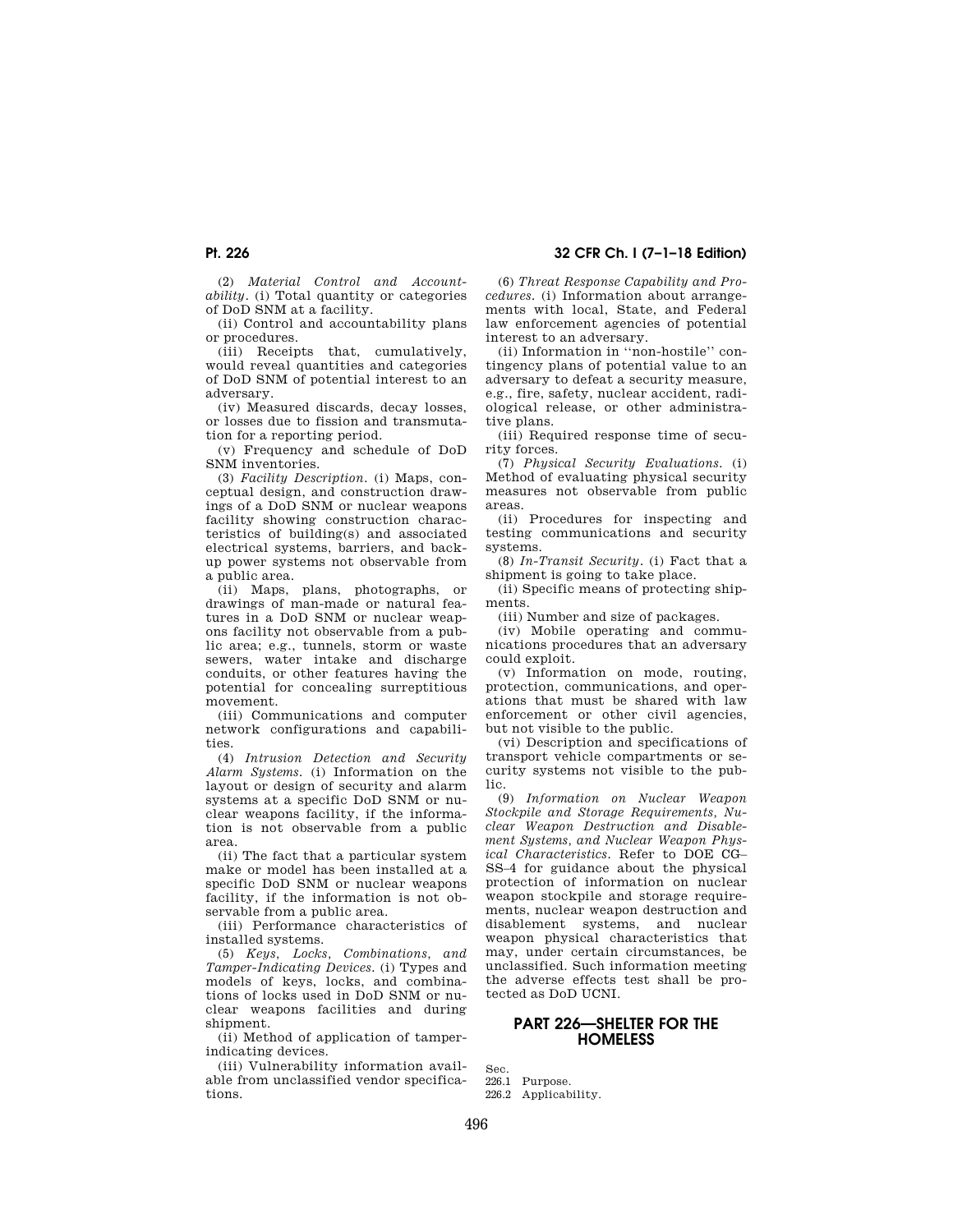(2) *Material Control and Accountability.* (i) Total quantity or categories of DoD SNM at a facility.

(ii) Control and accountability plans or procedures.

(iii) Receipts that, cumulatively, would reveal quantities and categories of DoD SNM of potential interest to an adversary.

(iv) Measured discards, decay losses, or losses due to fission and transmutation for a reporting period.

(v) Frequency and schedule of DoD SNM inventories.

(3) *Facility Description.* (i) Maps, conceptual design, and construction drawings of a DoD SNM or nuclear weapons facility showing construction characteristics of building(s) and associated electrical systems, barriers, and back-up power systems not observable from a public area.

(ii) Maps, plans, photographs, or drawings of man-made or natural features in a DoD SNM or nuclear weapons facility not observable from a public area; e.g., tunnels, storm or waste sewers, water intake and discharge conduits, or other features having the potential for concealing surreptitious movement.

(iii) Communications and computer network configurations and capabilities.

(4) *Intrusion Detection and Security Alarm Systems.* (i) Information on the layout or design of security and alarm systems at a specific DoD SNM or nuclear weapons facility, if the information is not observable from a public area.

(ii) The fact that a particular system make or model has been installed at a specific DoD SNM or nuclear weapons facility, if the information is not observable from a public area.

(iii) Performance characteristics of installed systems.

(5) *Keys, Locks, Combinations, and Tamper-Indicating Devices.* (i) Types and models of keys, locks, and combinations of locks used in DoD SNM or nuclear weapons facilities and during shipment.

(ii) Method of application of tamper-indicating devices.

(iii) Vulnerability information available from unclassified vendor specifications.

(6) *Threat Response Capability and Procedures.* (i) Information about arrangements with local, State, and Federal law enforcement agencies of potential interest to an adversary.

(ii) Information in ''non-hostile'' contingency plans of potential value to an adversary to defeat a security measure, e.g., fire, safety, nuclear accident, radiological release, or other administrative plans.

(iii) Required response time of security forces.

(7) *Physical Security Evaluations.* (i) Method of evaluating physical security measures not observable from public areas.

(ii) Procedures for inspecting and testing communications and security systems.

(8) *In-Transit Security.* (i) Fact that a shipment is going to take place.

(ii) Specific means of protecting shipments.

(iii) Number and size of packages.

(iv) Mobile operating and communications procedures that an adversary could exploit.

(v) Information on mode, routing, protection, communications, and operations that must be shared with law enforcement or other civil agencies, but not visible to the public.

(vi) Description and specifications of transport vehicle compartments or security systems not visible to the public.

(9) *Information on Nuclear Weapon Stockpile and Storage Requirements, Nuclear Weapon Destruction and Disablement Systems, and Nuclear Weapon Physical Characteristics.* Refer to DOE CG–SS–4 for guidance about the physical protection of information on nuclear weapon stockpile and storage requirements, nuclear weapon destruction and disablement systems, and nuclear weapon physical characteristics that may, under certain circumstances, be unclassified. Such information meeting the adverse effects test shall be protected as DoD UCNI.

## PART 226—SHELTER FOR THE HOMELESS

Sec.
226.1 Purpose.
226.2 Applicability.